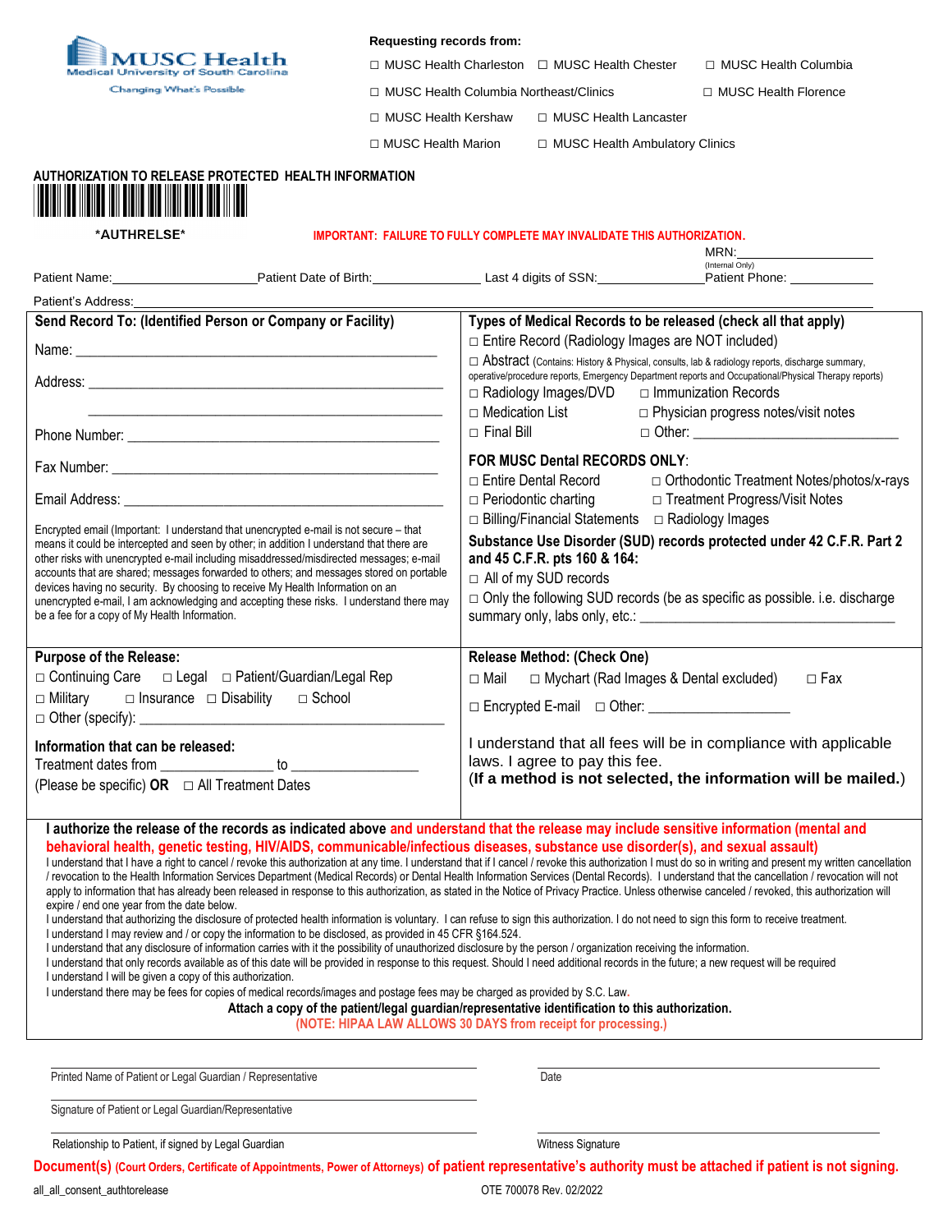MUSC Health
Medical University of South Carolina
Changing What's Possible

**Requesting records from:**

☐ MUSC Health Charleston ☐ MUSC Health Chester ☐ MUSC Health Columbia

☐ MUSC Health Columbia Northeast/Clinics ☐ MUSC Health Florence

☐ MUSC Health Kershaw ☐ MUSC Health Lancaster

☐ MUSC Health Marion ☐ MUSC Health Ambulatory Clinics

# AUTHORIZATION TO RELEASE PROTECTED HEALTH INFORMATION

*AUTHRELSE*

**IMPORTANT: FAILURE TO FULLY COMPLETE MAY INVALIDATE THIS AUTHORIZATION.**

MRN:_______________ (Internal Only)

Patient Name:_______________ Patient Date of Birth:_______________ Last 4 digits of SSN:_______________ Patient Phone: _______________

Patient's Address:_______________

**Send Record To: (Identified Person or Company or Facility)**

Name: _______________________________________________

Address: _______________________________________________

_______________________________________________

Phone Number: _______________________________________________

Fax Number: _______________________________________________

Email Address: _______________________________________________

Encrypted email (Important: I understand that unencrypted e-mail is not secure – that means it could be intercepted and seen by other; in addition I understand that there are other risks with unencrypted e-mail including misaddressed/misdirected messages; e-mail accounts that are shared; messages forwarded to others; and messages stored on portable devices having no security. By choosing to receive My Health Information on an unencrypted e-mail, I am acknowledging and accepting these risks. I understand there may be a fee for a copy of My Health Information.

**Types of Medical Records to be released (check all that apply)**

☐ Entire Record (Radiology Images are NOT included)

☐ Abstract (Contains: History & Physical, consults, lab & radiology reports, discharge summary, operative/procedure reports, Emergency Department reports and Occupational/Physical Therapy reports)

☐ Radiology Images/DVD ☐ Immunization Records

☐ Medication List ☐ Physician progress notes/visit notes

☐ Final Bill ☐ Other: _______________________________

**FOR MUSC Dental RECORDS ONLY**:

☐ Entire Dental Record ☐ Orthodontic Treatment Notes/photos/x-rays

☐ Periodontic charting ☐ Treatment Progress/Visit Notes

☐ Billing/Financial Statements ☐ Radiology Images

**Substance Use Disorder (SUD) records protected under 42 C.F.R. Part 2 and 45 C.F.R. pts 160 & 164:**

☐ All of my SUD records

☐ Only the following SUD records (be as specific as possible. i.e. discharge summary only, labs only, etc.: _______________________________

**Purpose of the Release:**

☐ Continuing Care ☐ Legal ☐ Patient/Guardian/Legal Rep

☐ Military ☐ Insurance ☐ Disability ☐ School

☐ Other (specify): _______________________________

**Information that can be released:**

Treatment dates from _______________ to _______________

(Please be specific) **OR** ☐ All Treatment Dates

**Release Method: (Check One)**

☐ Mail ☐ Mychart (Rad Images & Dental excluded) ☐ Fax

☐ Encrypted E-mail ☐ Other: _______________

I understand that all fees will be in compliance with applicable laws. I agree to pay this fee.

**(If a method is not selected, the information will be mailed.)**

**I authorize the release of the records as indicated above and understand that the release may include sensitive information (mental and behavioral health, genetic testing, HIV/AIDS, communicable/infectious diseases, substance use disorder(s), and sexual assault)**

I understand that I have a right to cancel / revoke this authorization at any time. I understand that if I cancel / revoke this authorization I must do so in writing and present my written cancellation / revocation to the Health Information Services Department (Medical Records) or Dental Health Information Services (Dental Records). I understand that the cancellation / revocation will not apply to information that has already been released in response to this authorization, as stated in the Notice of Privacy Practice. Unless otherwise canceled / revoked, this authorization will expire / end one year from the date below.

I understand that authorizing the disclosure of protected health information is voluntary. I can refuse to sign this authorization. I do not need to sign this form to receive treatment.

I understand I may review and / or copy the information to be disclosed, as provided in 45 CFR §164.524.

I understand that any disclosure of information carries with it the possibility of unauthorized disclosure by the person / organization receiving the information.

I understand that only records available as of this date will be provided in response to this request. Should I need additional records in the future; a new request will be required

I understand I will be given a copy of this authorization.

I understand there may be fees for copies of medical records/images and postage fees may be charged as provided by S.C. Law.

**Attach a copy of the patient/legal guardian/representative identification to this authorization.**

**(NOTE: HIPAA LAW ALLOWS 30 DAYS from receipt for processing.)**

_______________________________
Printed Name of Patient or Legal Guardian / Representative

_______________________________
Date

_______________________________
Signature of Patient or Legal Guardian/Representative

_______________________________
Relationship to Patient, if signed by Legal Guardian

_______________________________
Witness Signature

**Document(s) (Court Orders, Certificate of Appointments, Power of Attorneys) of patient representative's authority must be attached if patient is not signing.**

all_all_consent_authtorelease

OTE 700078 Rev. 02/2022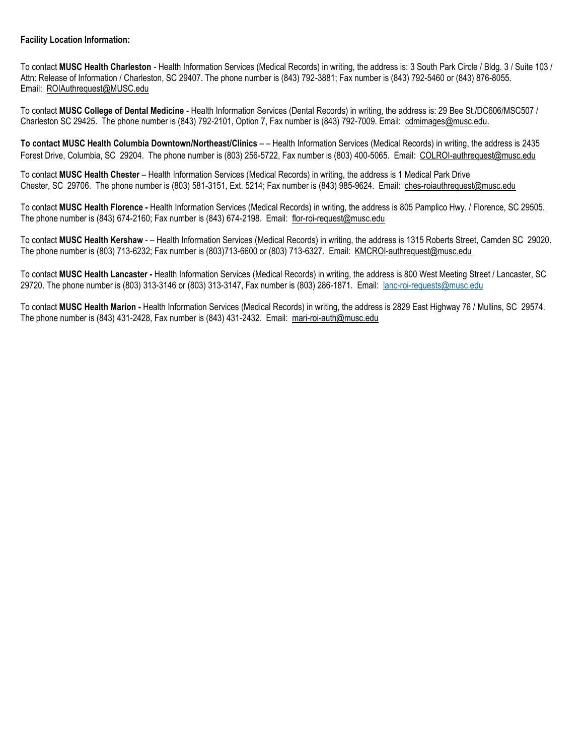**Facility Location Information:**

To contact **MUSC Health Charleston** - Health Information Services (Medical Records) in writing, the address is: 3 South Park Circle / Bldg. 3 / Suite 103 / Attn: Release of Information / Charleston, SC 29407. The phone number is (843) 792-3881; Fax number is (843) 792-5460 or (843) 876-8055. Email: ROIAuthrequest@MUSC.edu

To contact **MUSC College of Dental Medicine** - Health Information Services (Dental Records) in writing, the address is: 29 Bee St./DC606/MSC507 / Charleston SC 29425. The phone number is (843) 792-2101, Option 7, Fax number is (843) 792-7009. Email: cdmimages@musc.edu.

**To contact MUSC Health Columbia Downtown/Northeast/Clinics** – – Health Information Services (Medical Records) in writing, the address is 2435 Forest Drive, Columbia, SC 29204. The phone number is (803) 256-5722, Fax number is (803) 400-5065. Email: COLROI-authrequest@musc.edu

To contact **MUSC Health Chester** – Health Information Services (Medical Records) in writing, the address is 1 Medical Park Drive Chester, SC 29706. The phone number is (803) 581-3151, Ext. 5214; Fax number is (843) 985-9624. Email: ches-roiauthrequest@musc.edu

To contact **MUSC Health Florence -** Health Information Services (Medical Records) in writing, the address is 805 Pamplico Hwy. / Florence, SC 29505. The phone number is (843) 674-2160; Fax number is (843) 674-2198. Email: flor-roi-request@musc.edu

To contact **MUSC Health Kershaw** - – Health Information Services (Medical Records) in writing, the address is 1315 Roberts Street, Camden SC 29020. The phone number is (803) 713-6232; Fax number is (803)713-6600 or (803) 713-6327. Email: KMCROI-authrequest@musc.edu

To contact **MUSC Health Lancaster -** Health Information Services (Medical Records) in writing, the address is 800 West Meeting Street / Lancaster, SC 29720. The phone number is (803) 313-3146 or (803) 313-3147, Fax number is (803) 286-1871. Email: lanc-roi-requests@musc.edu

To contact **MUSC Health Marion -** Health Information Services (Medical Records) in writing, the address is 2829 East Highway 76 / Mullins, SC 29574. The phone number is (843) 431-2428, Fax number is (843) 431-2432. Email: mari-roi-auth@musc.edu